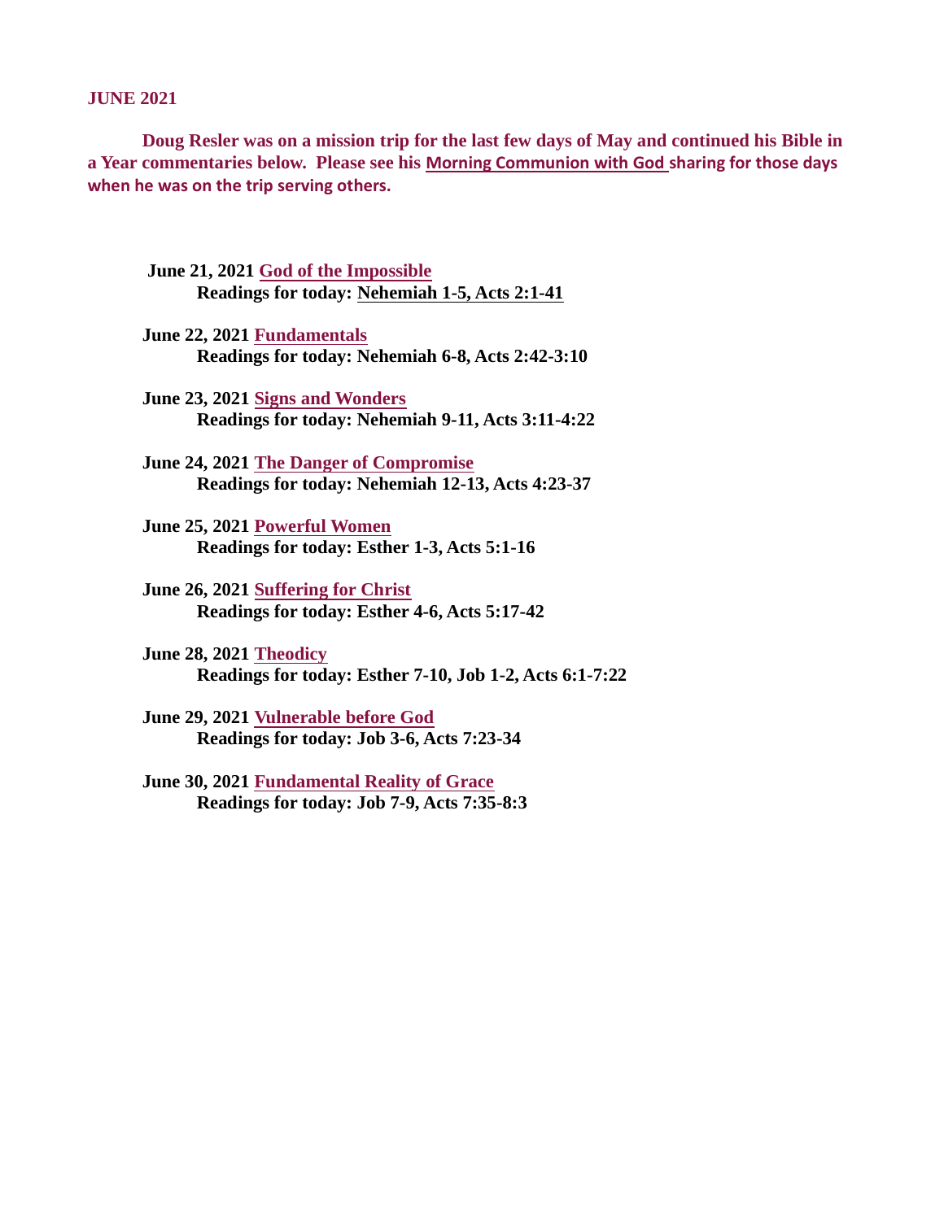**JUNE 2021**

**Doug Resler was on a mission trip for the last few days of May and continued his Bible in a Year commentaries below. Please see his Morning Communion with God sharing for those days when he was on the trip serving others.**

**June 21, 2021 God of the Impossible**
**Readings for today: Nehemiah 1-5, Acts 2:1-41**

**June 22, 2021 Fundamentals**
**Readings for today: Nehemiah 6-8, Acts 2:42-3:10**

**June 23, 2021 Signs and Wonders**
**Readings for today: Nehemiah 9-11, Acts 3:11-4:22**

**June 24, 2021 The Danger of Compromise**
**Readings for today: Nehemiah 12-13, Acts 4:23-37**

**June 25, 2021 Powerful Women**
**Readings for today: Esther 1-3, Acts 5:1-16**

**June 26, 2021 Suffering for Christ**
**Readings for today: Esther 4-6, Acts 5:17-42**

**June 28, 2021 Theodicy**
**Readings for today: Esther 7-10, Job 1-2, Acts 6:1-7:22**

**June 29, 2021 Vulnerable before God**
**Readings for today: Job 3-6, Acts 7:23-34**

**June 30, 2021 Fundamental Reality of Grace**
**Readings for today: Job 7-9, Acts 7:35-8:3**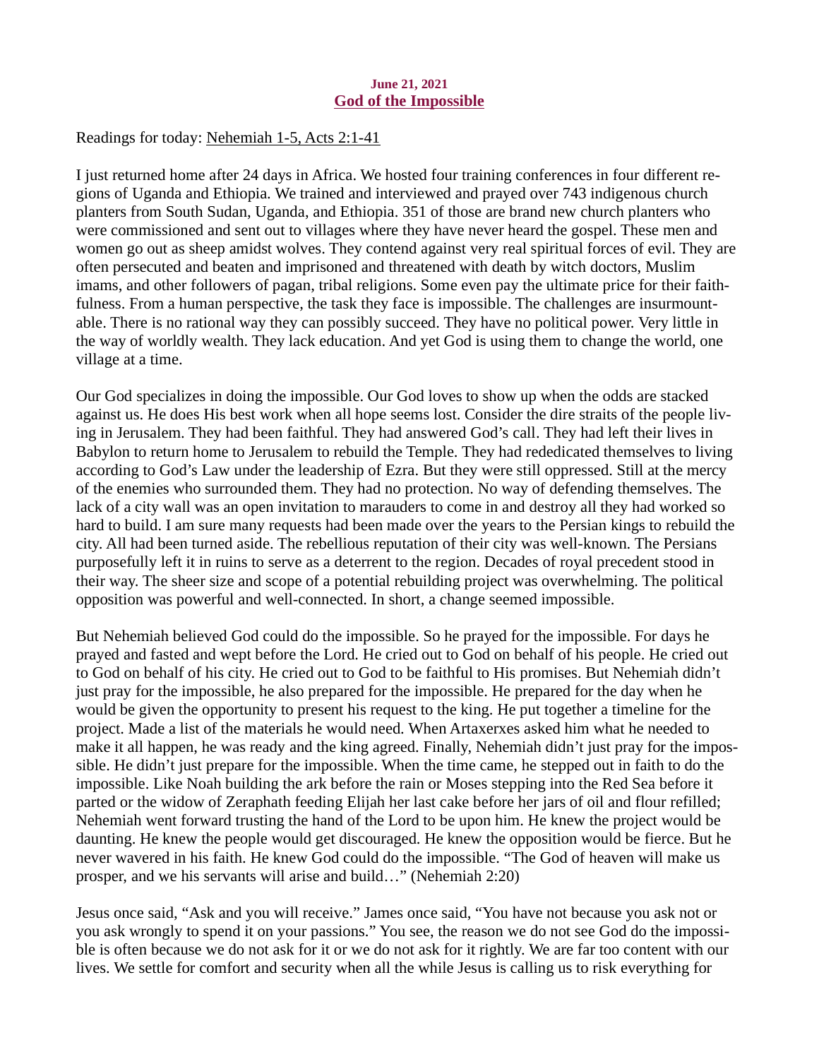**June 21, 2021**
## God of the Impossible

Readings for today: Nehemiah 1-5, Acts 2:1-41

I just returned home after 24 days in Africa. We hosted four training conferences in four different regions of Uganda and Ethiopia. We trained and interviewed and prayed over 743 indigenous church planters from South Sudan, Uganda, and Ethiopia. 351 of those are brand new church planters who were commissioned and sent out to villages where they have never heard the gospel. These men and women go out as sheep amidst wolves. They contend against very real spiritual forces of evil. They are often persecuted and beaten and imprisoned and threatened with death by witch doctors, Muslim imams, and other followers of pagan, tribal religions. Some even pay the ultimate price for their faithfulness. From a human perspective, the task they face is impossible. The challenges are insurmountable. There is no rational way they can possibly succeed. They have no political power. Very little in the way of worldly wealth. They lack education. And yet God is using them to change the world, one village at a time.

Our God specializes in doing the impossible. Our God loves to show up when the odds are stacked against us. He does His best work when all hope seems lost. Consider the dire straits of the people living in Jerusalem. They had been faithful. They had answered God's call. They had left their lives in Babylon to return home to Jerusalem to rebuild the Temple. They had rededicated themselves to living according to God's Law under the leadership of Ezra. But they were still oppressed. Still at the mercy of the enemies who surrounded them. They had no protection. No way of defending themselves. The lack of a city wall was an open invitation to marauders to come in and destroy all they had worked so hard to build. I am sure many requests had been made over the years to the Persian kings to rebuild the city. All had been turned aside. The rebellious reputation of their city was well-known. The Persians purposefully left it in ruins to serve as a deterrent to the region. Decades of royal precedent stood in their way. The sheer size and scope of a potential rebuilding project was overwhelming. The political opposition was powerful and well-connected. In short, a change seemed impossible.

But Nehemiah believed God could do the impossible. So he prayed for the impossible. For days he prayed and fasted and wept before the Lord. He cried out to God on behalf of his people. He cried out to God on behalf of his city. He cried out to God to be faithful to His promises. But Nehemiah didn't just pray for the impossible, he also prepared for the impossible. He prepared for the day when he would be given the opportunity to present his request to the king. He put together a timeline for the project. Made a list of the materials he would need. When Artaxerxes asked him what he needed to make it all happen, he was ready and the king agreed. Finally, Nehemiah didn't just pray for the impossible. He didn't just prepare for the impossible. When the time came, he stepped out in faith to do the impossible. Like Noah building the ark before the rain or Moses stepping into the Red Sea before it parted or the widow of Zeraphath feeding Elijah her last cake before her jars of oil and flour refilled; Nehemiah went forward trusting the hand of the Lord to be upon him. He knew the project would be daunting. He knew the people would get discouraged. He knew the opposition would be fierce. But he never wavered in his faith. He knew God could do the impossible. "The God of heaven will make us prosper, and we his servants will arise and build…" (Nehemiah 2:20)

Jesus once said, "Ask and you will receive." James once said, "You have not because you ask not or you ask wrongly to spend it on your passions." You see, the reason we do not see God do the impossible is often because we do not ask for it or we do not ask for it rightly. We are far too content with our lives. We settle for comfort and security when all the while Jesus is calling us to risk everything for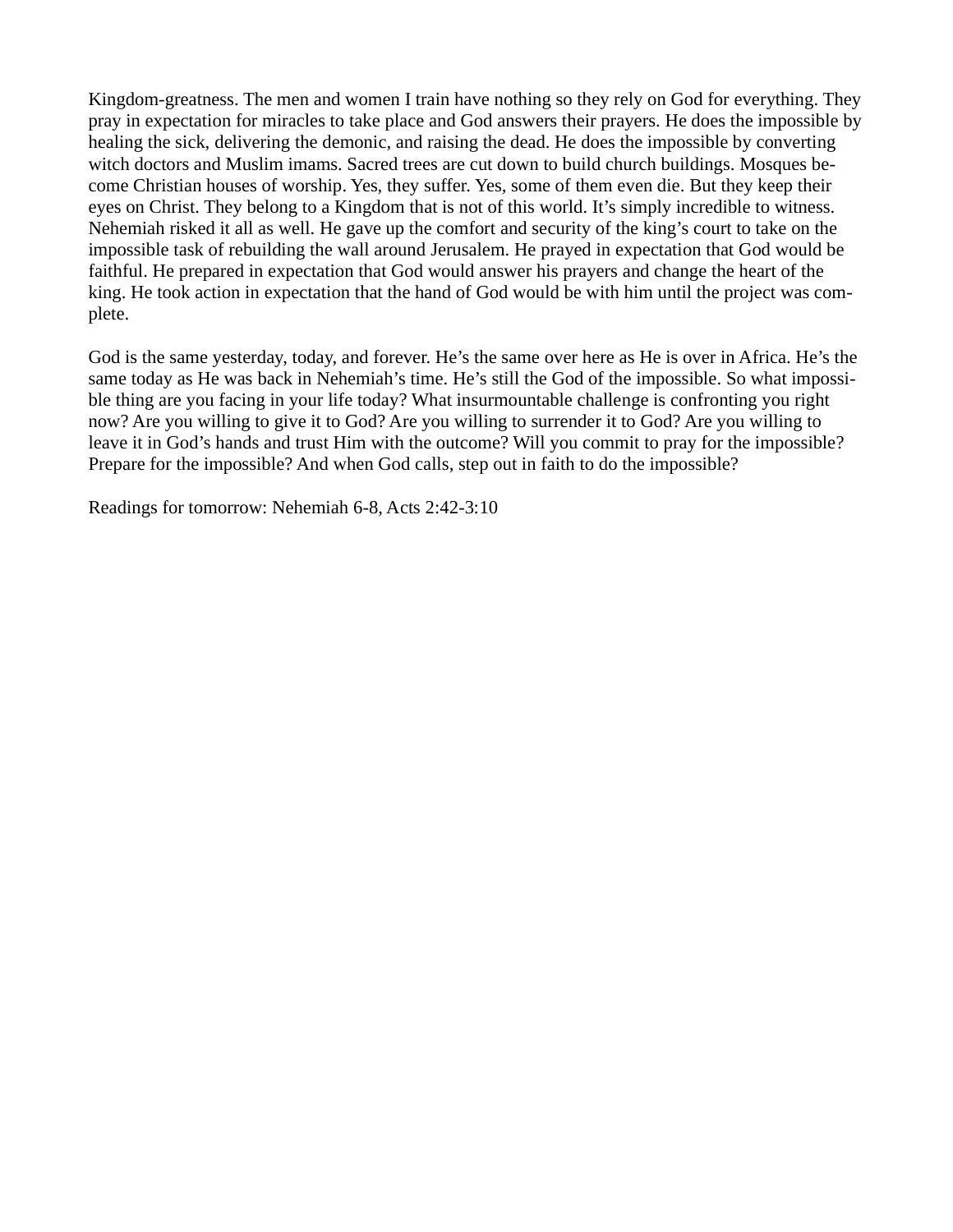Kingdom-greatness. The men and women I train have nothing so they rely on God for everything. They pray in expectation for miracles to take place and God answers their prayers. He does the impossible by healing the sick, delivering the demonic, and raising the dead. He does the impossible by converting witch doctors and Muslim imams. Sacred trees are cut down to build church buildings. Mosques become Christian houses of worship. Yes, they suffer. Yes, some of them even die. But they keep their eyes on Christ. They belong to a Kingdom that is not of this world. It's simply incredible to witness. Nehemiah risked it all as well. He gave up the comfort and security of the king's court to take on the impossible task of rebuilding the wall around Jerusalem. He prayed in expectation that God would be faithful. He prepared in expectation that God would answer his prayers and change the heart of the king. He took action in expectation that the hand of God would be with him until the project was complete.

God is the same yesterday, today, and forever. He's the same over here as He is over in Africa. He's the same today as He was back in Nehemiah's time. He's still the God of the impossible. So what impossible thing are you facing in your life today? What insurmountable challenge is confronting you right now? Are you willing to give it to God? Are you willing to surrender it to God? Are you willing to leave it in God's hands and trust Him with the outcome? Will you commit to pray for the impossible? Prepare for the impossible? And when God calls, step out in faith to do the impossible?

Readings for tomorrow: Nehemiah 6-8, Acts 2:42-3:10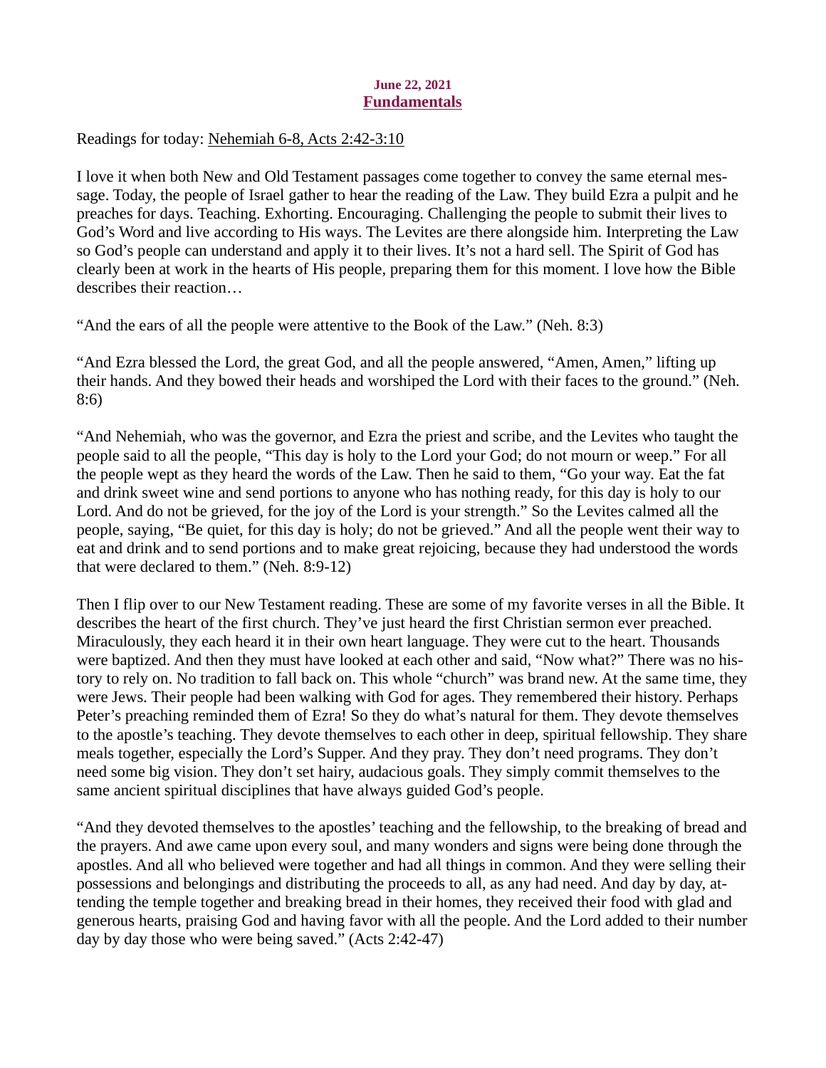**June 22, 2021**

## Fundamentals

Readings for today: Nehemiah 6-8, Acts 2:42-3:10

I love it when both New and Old Testament passages come together to convey the same eternal message. Today, the people of Israel gather to hear the reading of the Law. They build Ezra a pulpit and he preaches for days. Teaching. Exhorting. Encouraging. Challenging the people to submit their lives to God's Word and live according to His ways. The Levites are there alongside him. Interpreting the Law so God's people can understand and apply it to their lives. It's not a hard sell. The Spirit of God has clearly been at work in the hearts of His people, preparing them for this moment. I love how the Bible describes their reaction…

"And the ears of all the people were attentive to the Book of the Law." (Neh. 8:3)

"And Ezra blessed the Lord, the great God, and all the people answered, "Amen, Amen," lifting up their hands. And they bowed their heads and worshiped the Lord with their faces to the ground." (Neh. 8:6)

"And Nehemiah, who was the governor, and Ezra the priest and scribe, and the Levites who taught the people said to all the people, "This day is holy to the Lord your God; do not mourn or weep." For all the people wept as they heard the words of the Law. Then he said to them, "Go your way. Eat the fat and drink sweet wine and send portions to anyone who has nothing ready, for this day is holy to our Lord. And do not be grieved, for the joy of the Lord is your strength." So the Levites calmed all the people, saying, "Be quiet, for this day is holy; do not be grieved." And all the people went their way to eat and drink and to send portions and to make great rejoicing, because they had understood the words that were declared to them." (Neh. 8:9-12)

Then I flip over to our New Testament reading. These are some of my favorite verses in all the Bible. It describes the heart of the first church. They've just heard the first Christian sermon ever preached. Miraculously, they each heard it in their own heart language. They were cut to the heart. Thousands were baptized. And then they must have looked at each other and said, "Now what?" There was no history to rely on. No tradition to fall back on. This whole "church" was brand new. At the same time, they were Jews. Their people had been walking with God for ages. They remembered their history. Perhaps Peter's preaching reminded them of Ezra! So they do what's natural for them. They devote themselves to the apostle's teaching. They devote themselves to each other in deep, spiritual fellowship. They share meals together, especially the Lord's Supper. And they pray. They don't need programs. They don't need some big vision. They don't set hairy, audacious goals. They simply commit themselves to the same ancient spiritual disciplines that have always guided God's people.

"And they devoted themselves to the apostles' teaching and the fellowship, to the breaking of bread and the prayers. And awe came upon every soul, and many wonders and signs were being done through the apostles. And all who believed were together and had all things in common. And they were selling their possessions and belongings and distributing the proceeds to all, as any had need. And day by day, attending the temple together and breaking bread in their homes, they received their food with glad and generous hearts, praising God and having favor with all the people. And the Lord added to their number day by day those who were being saved." (Acts 2:42-47)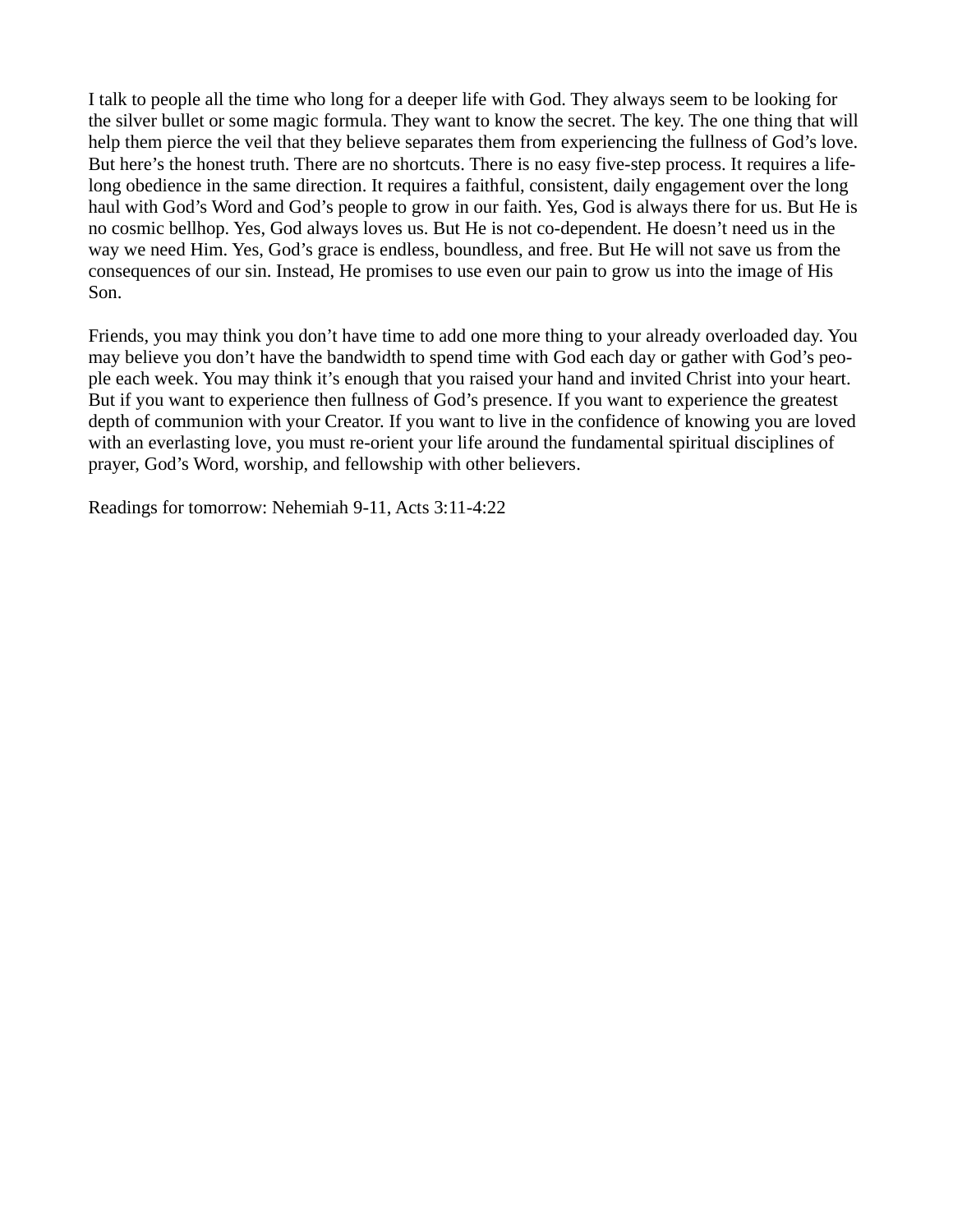I talk to people all the time who long for a deeper life with God. They always seem to be looking for the silver bullet or some magic formula. They want to know the secret. The key. The one thing that will help them pierce the veil that they believe separates them from experiencing the fullness of God's love. But here's the honest truth. There are no shortcuts. There is no easy five-step process. It requires a life-long obedience in the same direction. It requires a faithful, consistent, daily engagement over the long haul with God's Word and God's people to grow in our faith. Yes, God is always there for us. But He is no cosmic bellhop. Yes, God always loves us. But He is not co-dependent. He doesn't need us in the way we need Him. Yes, God's grace is endless, boundless, and free. But He will not save us from the consequences of our sin. Instead, He promises to use even our pain to grow us into the image of His Son.

Friends, you may think you don't have time to add one more thing to your already overloaded day. You may believe you don't have the bandwidth to spend time with God each day or gather with God's people each week. You may think it's enough that you raised your hand and invited Christ into your heart. But if you want to experience then fullness of God's presence. If you want to experience the greatest depth of communion with your Creator. If you want to live in the confidence of knowing you are loved with an everlasting love, you must re-orient your life around the fundamental spiritual disciplines of prayer, God's Word, worship, and fellowship with other believers.

Readings for tomorrow: Nehemiah 9-11, Acts 3:11-4:22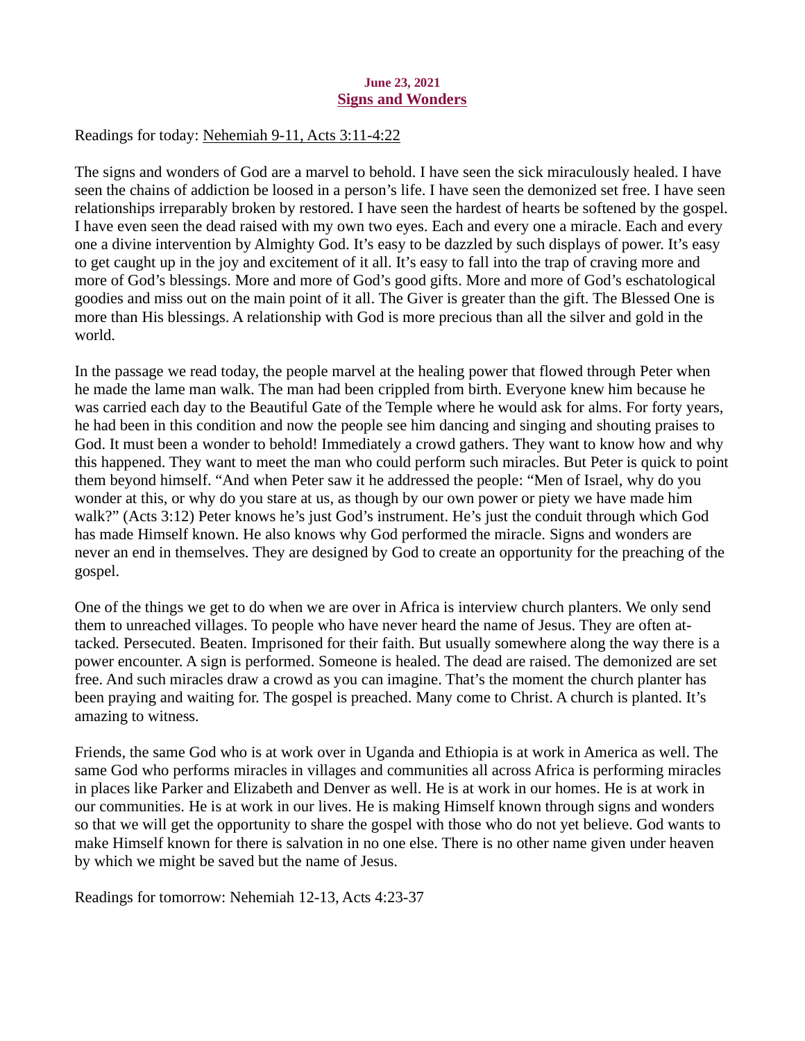**June 23, 2021**

## Signs and Wonders

Readings for today: Nehemiah 9-11, Acts 3:11-4:22

The signs and wonders of God are a marvel to behold. I have seen the sick miraculously healed. I have seen the chains of addiction be loosed in a person's life. I have seen the demonized set free. I have seen relationships irreparably broken by restored. I have seen the hardest of hearts be softened by the gospel. I have even seen the dead raised with my own two eyes. Each and every one a miracle. Each and every one a divine intervention by Almighty God. It's easy to be dazzled by such displays of power. It's easy to get caught up in the joy and excitement of it all. It's easy to fall into the trap of craving more and more of God's blessings. More and more of God's good gifts. More and more of God's eschatological goodies and miss out on the main point of it all. The Giver is greater than the gift. The Blessed One is more than His blessings. A relationship with God is more precious than all the silver and gold in the world.

In the passage we read today, the people marvel at the healing power that flowed through Peter when he made the lame man walk. The man had been crippled from birth. Everyone knew him because he was carried each day to the Beautiful Gate of the Temple where he would ask for alms. For forty years, he had been in this condition and now the people see him dancing and singing and shouting praises to God. It must been a wonder to behold! Immediately a crowd gathers. They want to know how and why this happened. They want to meet the man who could perform such miracles. But Peter is quick to point them beyond himself. "And when Peter saw it he addressed the people: "Men of Israel, why do you wonder at this, or why do you stare at us, as though by our own power or piety we have made him walk?" (Acts 3:12) Peter knows he's just God's instrument. He's just the conduit through which God has made Himself known. He also knows why God performed the miracle. Signs and wonders are never an end in themselves. They are designed by God to create an opportunity for the preaching of the gospel.

One of the things we get to do when we are over in Africa is interview church planters. We only send them to unreached villages. To people who have never heard the name of Jesus. They are often attacked. Persecuted. Beaten. Imprisoned for their faith. But usually somewhere along the way there is a power encounter. A sign is performed. Someone is healed. The dead are raised. The demonized are set free. And such miracles draw a crowd as you can imagine. That's the moment the church planter has been praying and waiting for. The gospel is preached. Many come to Christ. A church is planted. It's amazing to witness.

Friends, the same God who is at work over in Uganda and Ethiopia is at work in America as well. The same God who performs miracles in villages and communities all across Africa is performing miracles in places like Parker and Elizabeth and Denver as well. He is at work in our homes. He is at work in our communities. He is at work in our lives. He is making Himself known through signs and wonders so that we will get the opportunity to share the gospel with those who do not yet believe. God wants to make Himself known for there is salvation in no one else. There is no other name given under heaven by which we might be saved but the name of Jesus.

Readings for tomorrow: Nehemiah 12-13, Acts 4:23-37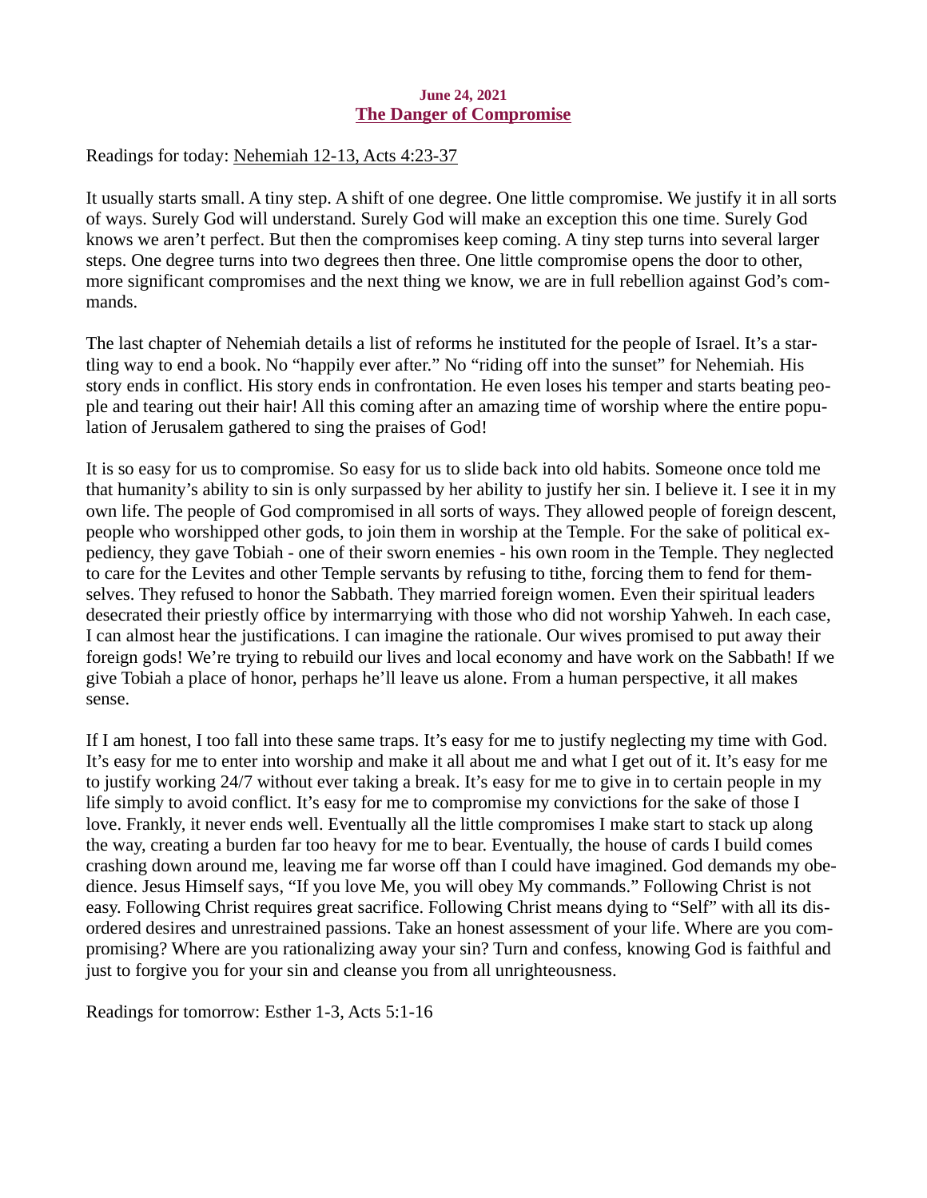**June 24, 2021**

## The Danger of Compromise

Readings for today: Nehemiah 12-13, Acts 4:23-37

It usually starts small. A tiny step. A shift of one degree. One little compromise. We justify it in all sorts of ways. Surely God will understand. Surely God will make an exception this one time. Surely God knows we aren't perfect. But then the compromises keep coming. A tiny step turns into several larger steps. One degree turns into two degrees then three. One little compromise opens the door to other, more significant compromises and the next thing we know, we are in full rebellion against God's commands.

The last chapter of Nehemiah details a list of reforms he instituted for the people of Israel. It's a startling way to end a book. No "happily ever after." No "riding off into the sunset" for Nehemiah. His story ends in conflict. His story ends in confrontation. He even loses his temper and starts beating people and tearing out their hair! All this coming after an amazing time of worship where the entire population of Jerusalem gathered to sing the praises of God!

It is so easy for us to compromise. So easy for us to slide back into old habits. Someone once told me that humanity's ability to sin is only surpassed by her ability to justify her sin. I believe it. I see it in my own life. The people of God compromised in all sorts of ways. They allowed people of foreign descent, people who worshipped other gods, to join them in worship at the Temple. For the sake of political expediency, they gave Tobiah - one of their sworn enemies - his own room in the Temple. They neglected to care for the Levites and other Temple servants by refusing to tithe, forcing them to fend for themselves. They refused to honor the Sabbath. They married foreign women. Even their spiritual leaders desecrated their priestly office by intermarrying with those who did not worship Yahweh. In each case, I can almost hear the justifications. I can imagine the rationale. Our wives promised to put away their foreign gods! We're trying to rebuild our lives and local economy and have work on the Sabbath! If we give Tobiah a place of honor, perhaps he'll leave us alone. From a human perspective, it all makes sense.

If I am honest, I too fall into these same traps. It's easy for me to justify neglecting my time with God. It's easy for me to enter into worship and make it all about me and what I get out of it. It's easy for me to justify working 24/7 without ever taking a break. It's easy for me to give in to certain people in my life simply to avoid conflict. It's easy for me to compromise my convictions for the sake of those I love. Frankly, it never ends well. Eventually all the little compromises I make start to stack up along the way, creating a burden far too heavy for me to bear. Eventually, the house of cards I build comes crashing down around me, leaving me far worse off than I could have imagined. God demands my obedience. Jesus Himself says, "If you love Me, you will obey My commands." Following Christ is not easy. Following Christ requires great sacrifice. Following Christ means dying to "Self" with all its disordered desires and unrestrained passions. Take an honest assessment of your life. Where are you compromising? Where are you rationalizing away your sin? Turn and confess, knowing God is faithful and just to forgive you for your sin and cleanse you from all unrighteousness.

Readings for tomorrow: Esther 1-3, Acts 5:1-16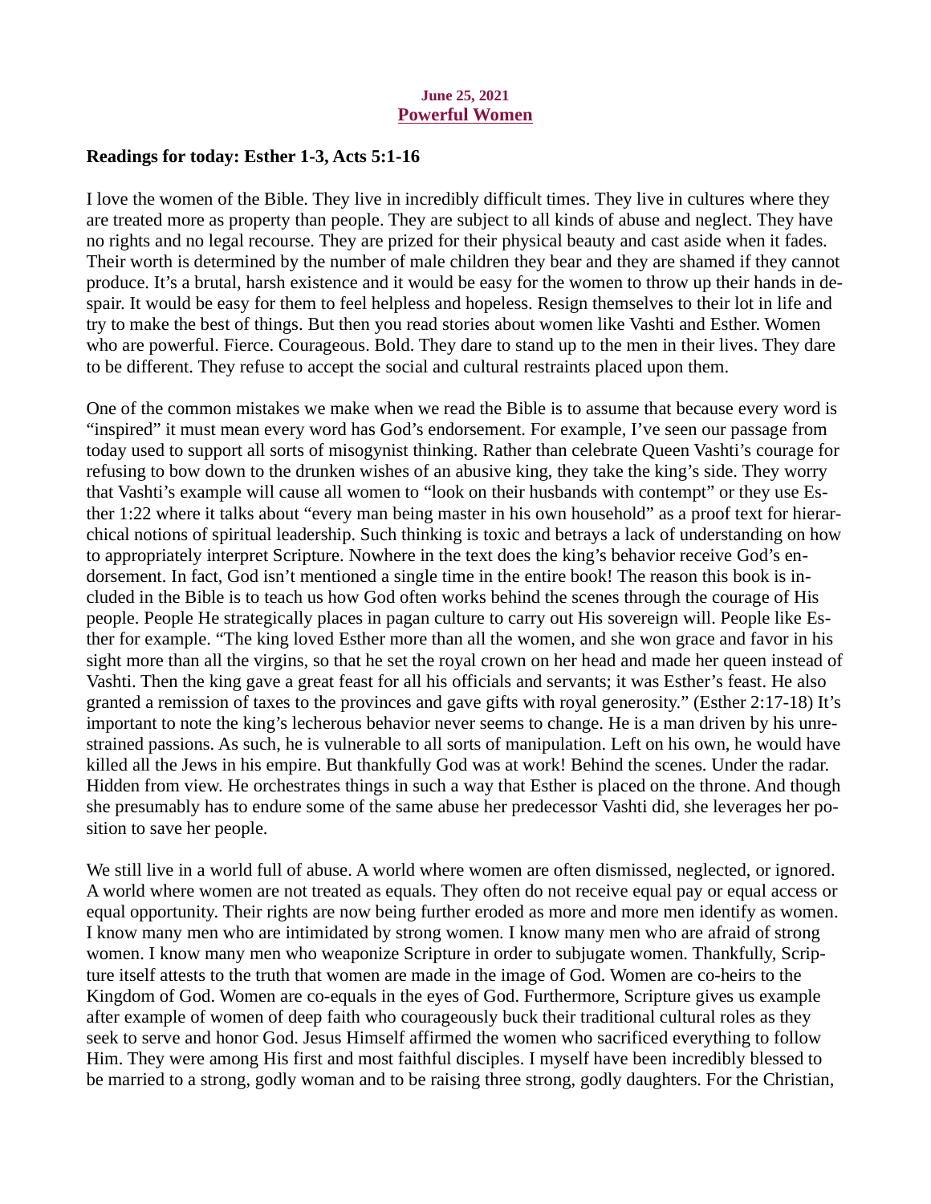**June 25, 2021**
## Powerful Women

**Readings for today: Esther 1-3, Acts 5:1-16**

I love the women of the Bible. They live in incredibly difficult times. They live in cultures where they are treated more as property than people. They are subject to all kinds of abuse and neglect. They have no rights and no legal recourse. They are prized for their physical beauty and cast aside when it fades. Their worth is determined by the number of male children they bear and they are shamed if they cannot produce. It's a brutal, harsh existence and it would be easy for the women to throw up their hands in despair. It would be easy for them to feel helpless and hopeless. Resign themselves to their lot in life and try to make the best of things. But then you read stories about women like Vashti and Esther. Women who are powerful. Fierce. Courageous. Bold. They dare to stand up to the men in their lives. They dare to be different. They refuse to accept the social and cultural restraints placed upon them.

One of the common mistakes we make when we read the Bible is to assume that because every word is "inspired" it must mean every word has God's endorsement. For example, I've seen our passage from today used to support all sorts of misogynist thinking. Rather than celebrate Queen Vashti's courage for refusing to bow down to the drunken wishes of an abusive king, they take the king's side. They worry that Vashti's example will cause all women to "look on their husbands with contempt" or they use Esther 1:22 where it talks about "every man being master in his own household" as a proof text for hierarchical notions of spiritual leadership. Such thinking is toxic and betrays a lack of understanding on how to appropriately interpret Scripture. Nowhere in the text does the king's behavior receive God's endorsement. In fact, God isn't mentioned a single time in the entire book! The reason this book is included in the Bible is to teach us how God often works behind the scenes through the courage of His people. People He strategically places in pagan culture to carry out His sovereign will. People like Esther for example. "The king loved Esther more than all the women, and she won grace and favor in his sight more than all the virgins, so that he set the royal crown on her head and made her queen instead of Vashti. Then the king gave a great feast for all his officials and servants; it was Esther's feast. He also granted a remission of taxes to the provinces and gave gifts with royal generosity." (Esther 2:17-18) It's important to note the king's lecherous behavior never seems to change. He is a man driven by his unrestrained passions. As such, he is vulnerable to all sorts of manipulation. Left on his own, he would have killed all the Jews in his empire. But thankfully God was at work! Behind the scenes. Under the radar. Hidden from view. He orchestrates things in such a way that Esther is placed on the throne. And though she presumably has to endure some of the same abuse her predecessor Vashti did, she leverages her position to save her people.

We still live in a world full of abuse. A world where women are often dismissed, neglected, or ignored. A world where women are not treated as equals. They often do not receive equal pay or equal access or equal opportunity. Their rights are now being further eroded as more and more men identify as women. I know many men who are intimidated by strong women. I know many men who are afraid of strong women. I know many men who weaponize Scripture in order to subjugate women. Thankfully, Scripture itself attests to the truth that women are made in the image of God. Women are co-heirs to the Kingdom of God. Women are co-equals in the eyes of God. Furthermore, Scripture gives us example after example of women of deep faith who courageously buck their traditional cultural roles as they seek to serve and honor God. Jesus Himself affirmed the women who sacrificed everything to follow Him. They were among His first and most faithful disciples. I myself have been incredibly blessed to be married to a strong, godly woman and to be raising three strong, godly daughters. For the Christian,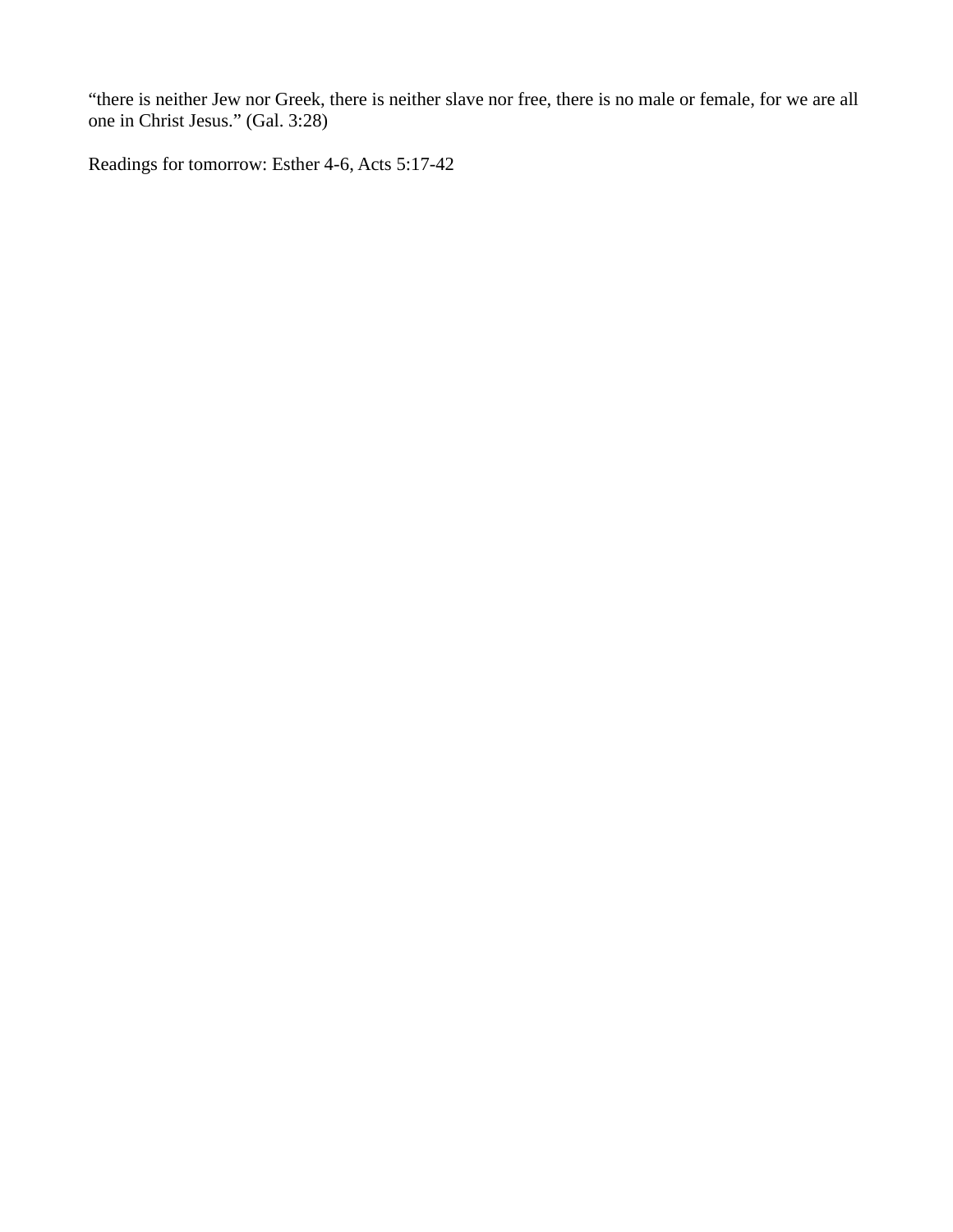“there is neither Jew nor Greek, there is neither slave nor free, there is no male or female, for we are all one in Christ Jesus.” (Gal. 3:28)

Readings for tomorrow: Esther 4-6, Acts 5:17-42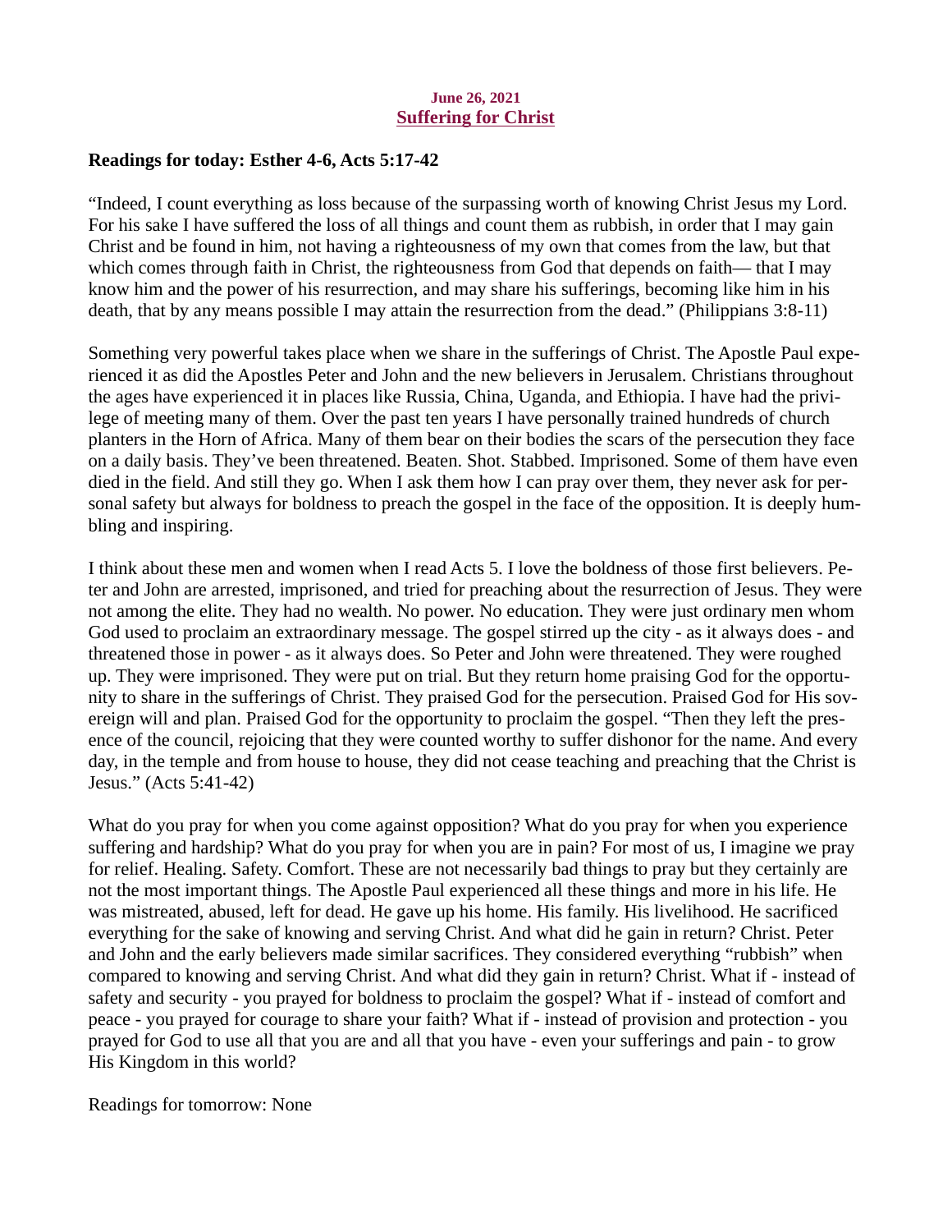**June 26, 2021**

## Suffering for Christ

**Readings for today: Esther 4-6, Acts 5:17-42**

"Indeed, I count everything as loss because of the surpassing worth of knowing Christ Jesus my Lord. For his sake I have suffered the loss of all things and count them as rubbish, in order that I may gain Christ and be found in him, not having a righteousness of my own that comes from the law, but that which comes through faith in Christ, the righteousness from God that depends on faith— that I may know him and the power of his resurrection, and may share his sufferings, becoming like him in his death, that by any means possible I may attain the resurrection from the dead." (Philippians 3:8-11)

Something very powerful takes place when we share in the sufferings of Christ. The Apostle Paul experienced it as did the Apostles Peter and John and the new believers in Jerusalem. Christians throughout the ages have experienced it in places like Russia, China, Uganda, and Ethiopia. I have had the privilege of meeting many of them. Over the past ten years I have personally trained hundreds of church planters in the Horn of Africa. Many of them bear on their bodies the scars of the persecution they face on a daily basis. They've been threatened. Beaten. Shot. Stabbed. Imprisoned. Some of them have even died in the field. And still they go. When I ask them how I can pray over them, they never ask for personal safety but always for boldness to preach the gospel in the face of the opposition. It is deeply humbling and inspiring.

I think about these men and women when I read Acts 5. I love the boldness of those first believers. Peter and John are arrested, imprisoned, and tried for preaching about the resurrection of Jesus. They were not among the elite. They had no wealth. No power. No education. They were just ordinary men whom God used to proclaim an extraordinary message. The gospel stirred up the city - as it always does - and threatened those in power - as it always does. So Peter and John were threatened. They were roughed up. They were imprisoned. They were put on trial. But they return home praising God for the opportunity to share in the sufferings of Christ. They praised God for the persecution. Praised God for His sovereign will and plan. Praised God for the opportunity to proclaim the gospel. "Then they left the presence of the council, rejoicing that they were counted worthy to suffer dishonor for the name. And every day, in the temple and from house to house, they did not cease teaching and preaching that the Christ is Jesus." (Acts 5:41-42)

What do you pray for when you come against opposition? What do you pray for when you experience suffering and hardship? What do you pray for when you are in pain? For most of us, I imagine we pray for relief. Healing. Safety. Comfort. These are not necessarily bad things to pray but they certainly are not the most important things. The Apostle Paul experienced all these things and more in his life. He was mistreated, abused, left for dead. He gave up his home. His family. His livelihood. He sacrificed everything for the sake of knowing and serving Christ. And what did he gain in return? Christ. Peter and John and the early believers made similar sacrifices. They considered everything "rubbish" when compared to knowing and serving Christ. And what did they gain in return? Christ. What if - instead of safety and security - you prayed for boldness to proclaim the gospel? What if - instead of comfort and peace - you prayed for courage to share your faith? What if - instead of provision and protection - you prayed for God to use all that you are and all that you have - even your sufferings and pain - to grow His Kingdom in this world?

Readings for tomorrow: None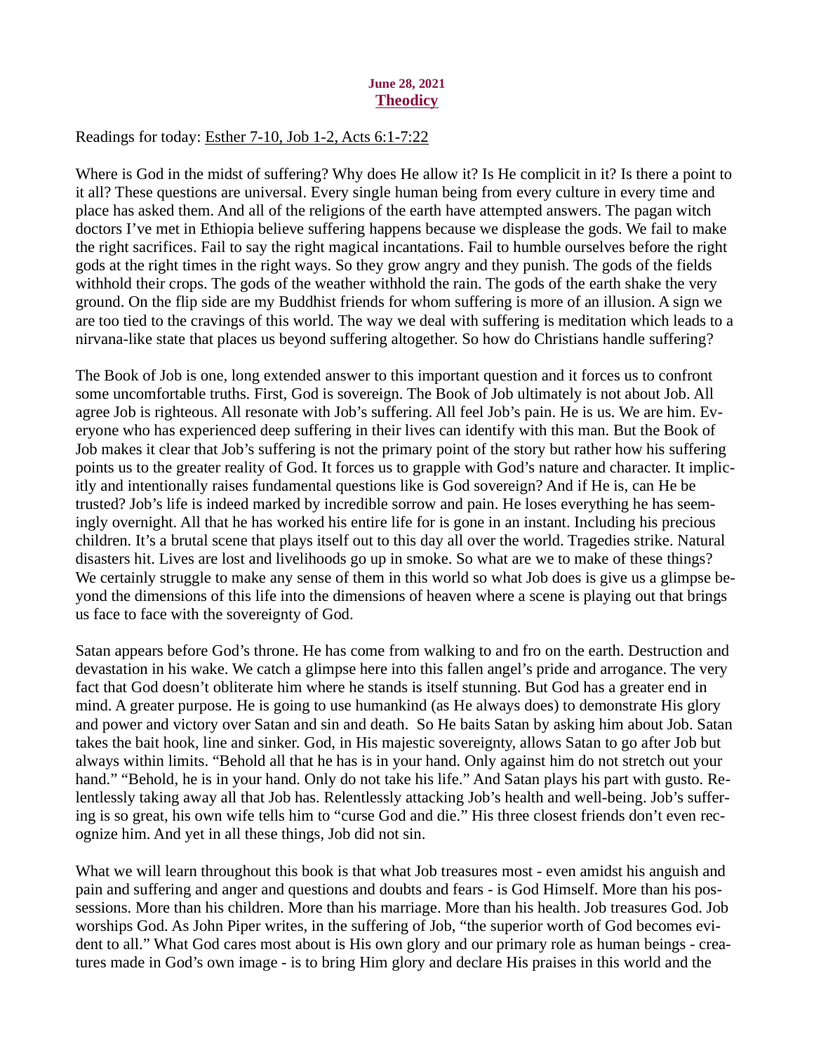June 28, 2021
**Theodicy**

Readings for today: Esther 7-10, Job 1-2, Acts 6:1-7:22

Where is God in the midst of suffering? Why does He allow it? Is He complicit in it? Is there a point to it all? These questions are universal. Every single human being from every culture in every time and place has asked them. And all of the religions of the earth have attempted answers. The pagan witch doctors I've met in Ethiopia believe suffering happens because we displease the gods. We fail to make the right sacrifices. Fail to say the right magical incantations. Fail to humble ourselves before the right gods at the right times in the right ways. So they grow angry and they punish. The gods of the fields withhold their crops. The gods of the weather withhold the rain. The gods of the earth shake the very ground. On the flip side are my Buddhist friends for whom suffering is more of an illusion. A sign we are too tied to the cravings of this world. The way we deal with suffering is meditation which leads to a nirvana-like state that places us beyond suffering altogether. So how do Christians handle suffering?

The Book of Job is one, long extended answer to this important question and it forces us to confront some uncomfortable truths. First, God is sovereign. The Book of Job ultimately is not about Job. All agree Job is righteous. All resonate with Job's suffering. All feel Job's pain. He is us. We are him. Everyone who has experienced deep suffering in their lives can identify with this man. But the Book of Job makes it clear that Job's suffering is not the primary point of the story but rather how his suffering points us to the greater reality of God. It forces us to grapple with God's nature and character. It implicitly and intentionally raises fundamental questions like is God sovereign? And if He is, can He be trusted? Job's life is indeed marked by incredible sorrow and pain. He loses everything he has seemingly overnight. All that he has worked his entire life for is gone in an instant. Including his precious children. It's a brutal scene that plays itself out to this day all over the world. Tragedies strike. Natural disasters hit. Lives are lost and livelihoods go up in smoke. So what are we to make of these things? We certainly struggle to make any sense of them in this world so what Job does is give us a glimpse beyond the dimensions of this life into the dimensions of heaven where a scene is playing out that brings us face to face with the sovereignty of God.

Satan appears before God's throne. He has come from walking to and fro on the earth. Destruction and devastation in his wake. We catch a glimpse here into this fallen angel's pride and arrogance. The very fact that God doesn't obliterate him where he stands is itself stunning. But God has a greater end in mind. A greater purpose. He is going to use humankind (as He always does) to demonstrate His glory and power and victory over Satan and sin and death. So He baits Satan by asking him about Job. Satan takes the bait hook, line and sinker. God, in His majestic sovereignty, allows Satan to go after Job but always within limits. "Behold all that he has is in your hand. Only against him do not stretch out your hand." "Behold, he is in your hand. Only do not take his life." And Satan plays his part with gusto. Relentlessly taking away all that Job has. Relentlessly attacking Job's health and well-being. Job's suffering is so great, his own wife tells him to "curse God and die." His three closest friends don't even recognize him. And yet in all these things, Job did not sin.

What we will learn throughout this book is that what Job treasures most - even amidst his anguish and pain and suffering and anger and questions and doubts and fears - is God Himself. More than his possessions. More than his children. More than his marriage. More than his health. Job treasures God. Job worships God. As John Piper writes, in the suffering of Job, "the superior worth of God becomes evident to all." What God cares most about is His own glory and our primary role as human beings - creatures made in God's own image - is to bring Him glory and declare His praises in this world and the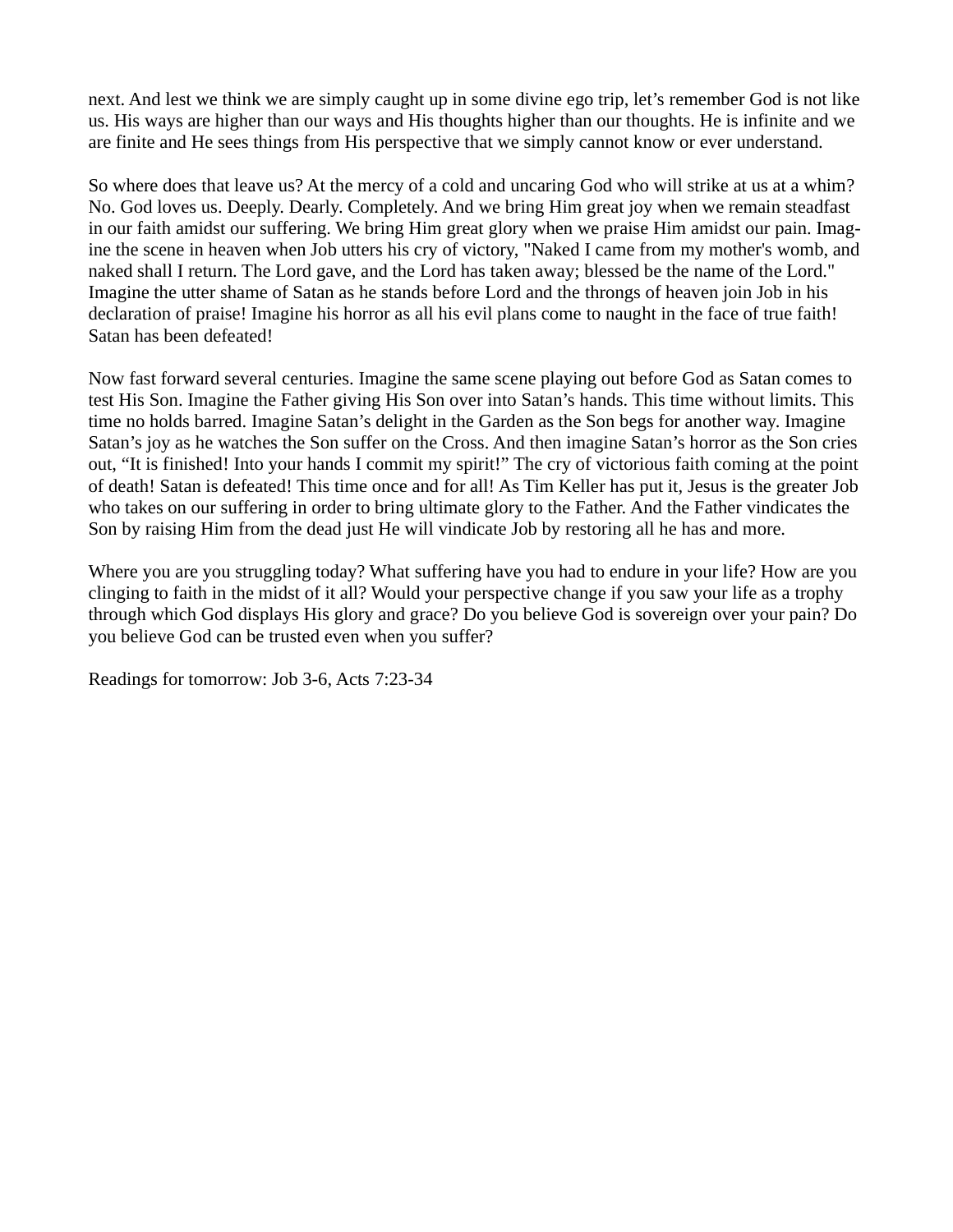next. And lest we think we are simply caught up in some divine ego trip, let’s remember God is not like us. His ways are higher than our ways and His thoughts higher than our thoughts. He is infinite and we are finite and He sees things from His perspective that we simply cannot know or ever understand.

So where does that leave us? At the mercy of a cold and uncaring God who will strike at us at a whim? No. God loves us. Deeply. Dearly. Completely. And we bring Him great joy when we remain steadfast in our faith amidst our suffering. We bring Him great glory when we praise Him amidst our pain. Imagine the scene in heaven when Job utters his cry of victory, "Naked I came from my mother's womb, and naked shall I return. The Lord gave, and the Lord has taken away; blessed be the name of the Lord." Imagine the utter shame of Satan as he stands before Lord and the throngs of heaven join Job in his declaration of praise! Imagine his horror as all his evil plans come to naught in the face of true faith! Satan has been defeated!

Now fast forward several centuries. Imagine the same scene playing out before God as Satan comes to test His Son. Imagine the Father giving His Son over into Satan’s hands. This time without limits. This time no holds barred. Imagine Satan’s delight in the Garden as the Son begs for another way. Imagine Satan’s joy as he watches the Son suffer on the Cross. And then imagine Satan’s horror as the Son cries out, “It is finished! Into your hands I commit my spirit!” The cry of victorious faith coming at the point of death! Satan is defeated! This time once and for all! As Tim Keller has put it, Jesus is the greater Job who takes on our suffering in order to bring ultimate glory to the Father. And the Father vindicates the Son by raising Him from the dead just He will vindicate Job by restoring all he has and more.

Where you are you struggling today? What suffering have you had to endure in your life? How are you clinging to faith in the midst of it all? Would your perspective change if you saw your life as a trophy through which God displays His glory and grace? Do you believe God is sovereign over your pain? Do you believe God can be trusted even when you suffer?

Readings for tomorrow: Job 3-6, Acts 7:23-34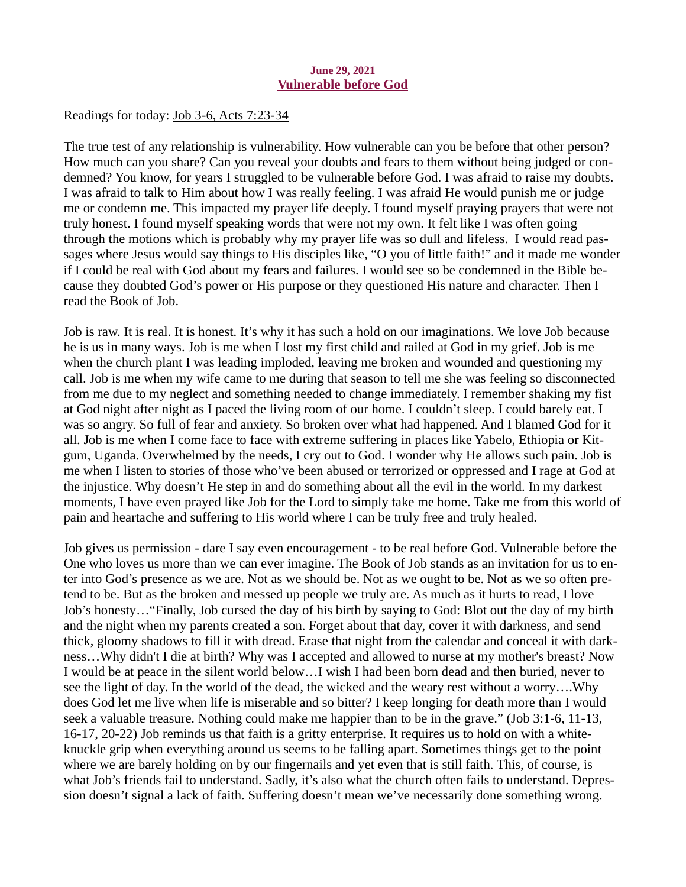**June 29, 2021**

## [Vulnerable before God]

Readings for today: Job 3-6, Acts 7:23-34

The true test of any relationship is vulnerability. How vulnerable can you be before that other person? How much can you share? Can you reveal your doubts and fears to them without being judged or condemned? You know, for years I struggled to be vulnerable before God. I was afraid to raise my doubts. I was afraid to talk to Him about how I was really feeling. I was afraid He would punish me or judge me or condemn me. This impacted my prayer life deeply. I found myself praying prayers that were not truly honest. I found myself speaking words that were not my own. It felt like I was often going through the motions which is probably why my prayer life was so dull and lifeless. I would read passages where Jesus would say things to His disciples like, "O you of little faith!" and it made me wonder if I could be real with God about my fears and failures. I would see so be condemned in the Bible because they doubted God's power or His purpose or they questioned His nature and character. Then I read the Book of Job.

Job is raw. It is real. It is honest. It's why it has such a hold on our imaginations. We love Job because he is us in many ways. Job is me when I lost my first child and railed at God in my grief. Job is me when the church plant I was leading imploded, leaving me broken and wounded and questioning my call. Job is me when my wife came to me during that season to tell me she was feeling so disconnected from me due to my neglect and something needed to change immediately. I remember shaking my fist at God night after night as I paced the living room of our home. I couldn't sleep. I could barely eat. I was so angry. So full of fear and anxiety. So broken over what had happened. And I blamed God for it all. Job is me when I come face to face with extreme suffering in places like Yabelo, Ethiopia or Kitgum, Uganda. Overwhelmed by the needs, I cry out to God. I wonder why He allows such pain. Job is me when I listen to stories of those who've been abused or terrorized or oppressed and I rage at God at the injustice. Why doesn't He step in and do something about all the evil in the world. In my darkest moments, I have even prayed like Job for the Lord to simply take me home. Take me from this world of pain and heartache and suffering to His world where I can be truly free and truly healed.

Job gives us permission - dare I say even encouragement - to be real before God. Vulnerable before the One who loves us more than we can ever imagine. The Book of Job stands as an invitation for us to enter into God's presence as we are. Not as we should be. Not as we ought to be. Not as we so often pretend to be. But as the broken and messed up people we truly are. As much as it hurts to read, I love Job's honesty…"Finally, Job cursed the day of his birth by saying to God: Blot out the day of my birth and the night when my parents created a son. Forget about that day, cover it with darkness, and send thick, gloomy shadows to fill it with dread. Erase that night from the calendar and conceal it with darkness…Why didn't I die at birth? Why was I accepted and allowed to nurse at my mother's breast? Now I would be at peace in the silent world below…I wish I had been born dead and then buried, never to see the light of day. In the world of the dead, the wicked and the weary rest without a worry….Why does God let me live when life is miserable and so bitter? I keep longing for death more than I would seek a valuable treasure. Nothing could make me happier than to be in the grave." (Job 3:1-6, 11-13, 16-17, 20-22) Job reminds us that faith is a gritty enterprise. It requires us to hold on with a white-knuckle grip when everything around us seems to be falling apart. Sometimes things get to the point where we are barely holding on by our fingernails and yet even that is still faith. This, of course, is what Job's friends fail to understand. Sadly, it's also what the church often fails to understand. Depression doesn't signal a lack of faith. Suffering doesn't mean we've necessarily done something wrong.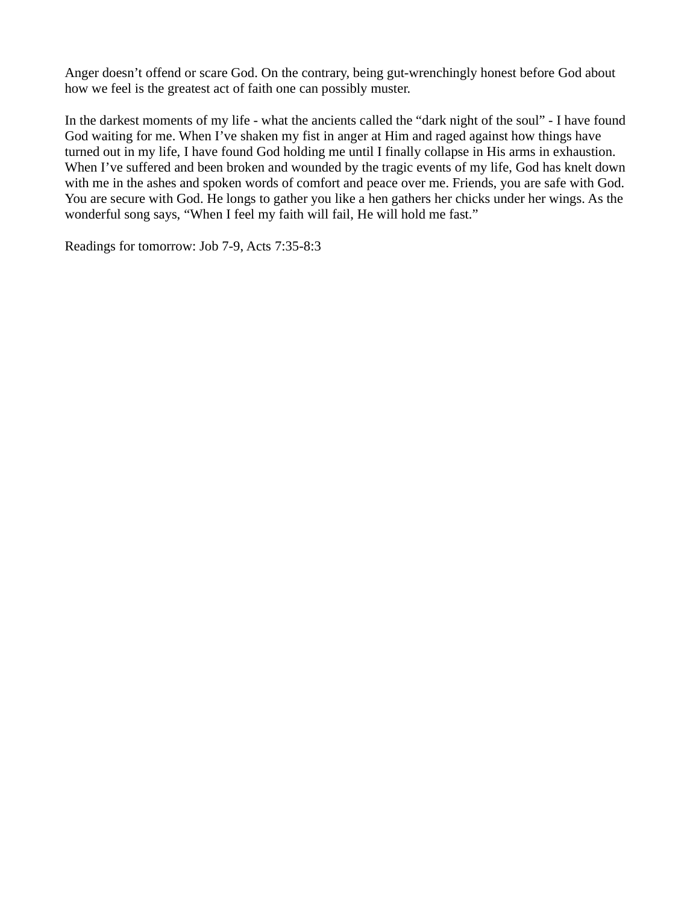Anger doesn't offend or scare God. On the contrary, being gut-wrenchingly honest before God about how we feel is the greatest act of faith one can possibly muster.

In the darkest moments of my life - what the ancients called the "dark night of the soul" - I have found God waiting for me. When I've shaken my fist in anger at Him and raged against how things have turned out in my life, I have found God holding me until I finally collapse in His arms in exhaustion. When I've suffered and been broken and wounded by the tragic events of my life, God has knelt down with me in the ashes and spoken words of comfort and peace over me. Friends, you are safe with God. You are secure with God. He longs to gather you like a hen gathers her chicks under her wings. As the wonderful song says, "When I feel my faith will fail, He will hold me fast."

Readings for tomorrow: Job 7-9, Acts 7:35-8:3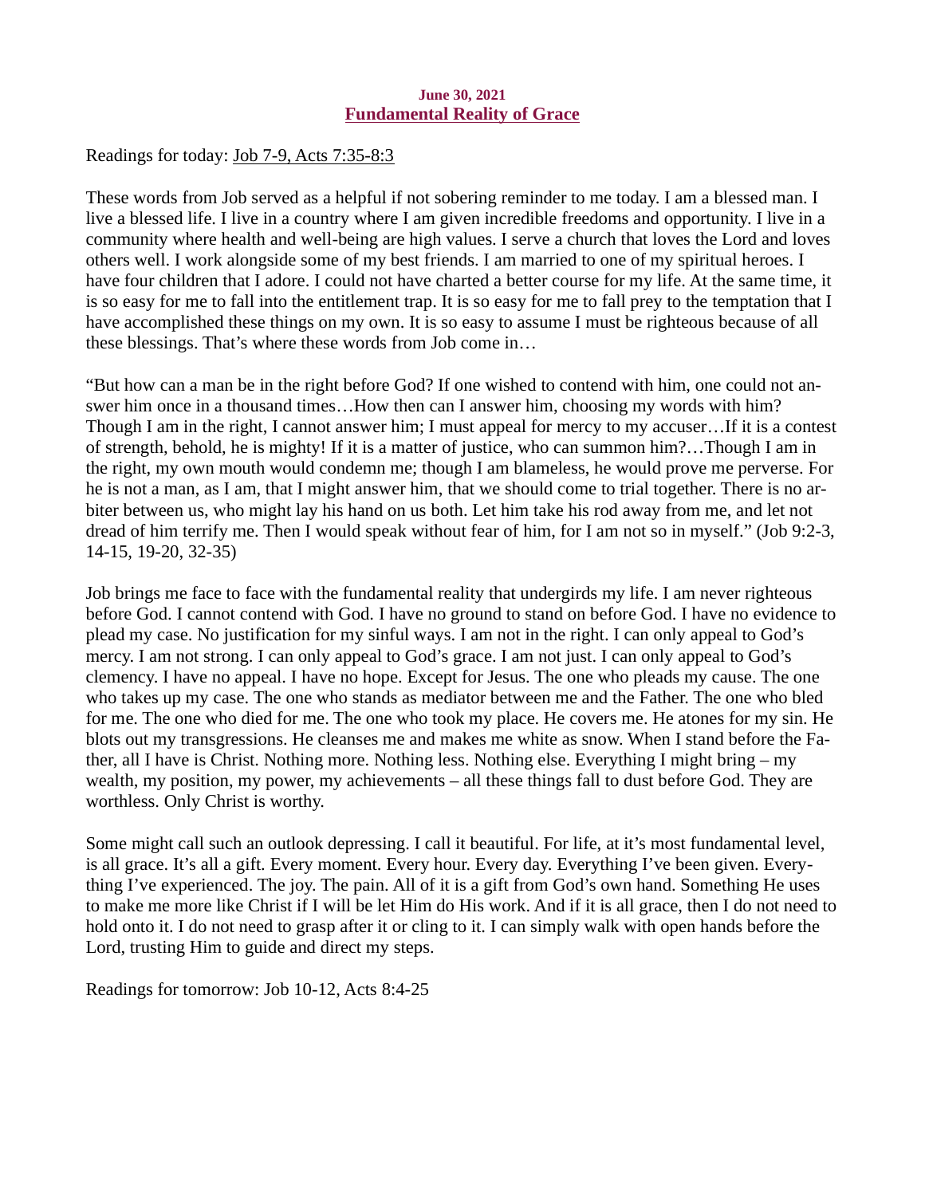**June 30, 2021**

## Fundamental Reality of Grace

Readings for today: Job 7-9, Acts 7:35-8:3

These words from Job served as a helpful if not sobering reminder to me today. I am a blessed man. I live a blessed life. I live in a country where I am given incredible freedoms and opportunity. I live in a community where health and well-being are high values. I serve a church that loves the Lord and loves others well. I work alongside some of my best friends. I am married to one of my spiritual heroes. I have four children that I adore. I could not have charted a better course for my life. At the same time, it is so easy for me to fall into the entitlement trap. It is so easy for me to fall prey to the temptation that I have accomplished these things on my own. It is so easy to assume I must be righteous because of all these blessings. That's where these words from Job come in…

"But how can a man be in the right before God? If one wished to contend with him, one could not answer him once in a thousand times…How then can I answer him, choosing my words with him? Though I am in the right, I cannot answer him; I must appeal for mercy to my accuser…If it is a contest of strength, behold, he is mighty! If it is a matter of justice, who can summon him?…Though I am in the right, my own mouth would condemn me; though I am blameless, he would prove me perverse. For he is not a man, as I am, that I might answer him, that we should come to trial together. There is no arbiter between us, who might lay his hand on us both. Let him take his rod away from me, and let not dread of him terrify me. Then I would speak without fear of him, for I am not so in myself." (Job 9:2-3, 14-15, 19-20, 32-35)

Job brings me face to face with the fundamental reality that undergirds my life. I am never righteous before God. I cannot contend with God. I have no ground to stand on before God. I have no evidence to plead my case. No justification for my sinful ways. I am not in the right. I can only appeal to God's mercy. I am not strong. I can only appeal to God's grace. I am not just. I can only appeal to God's clemency. I have no appeal. I have no hope. Except for Jesus. The one who pleads my cause. The one who takes up my case. The one who stands as mediator between me and the Father. The one who bled for me. The one who died for me. The one who took my place. He covers me. He atones for my sin. He blots out my transgressions. He cleanses me and makes me white as snow. When I stand before the Father, all I have is Christ. Nothing more. Nothing less. Nothing else. Everything I might bring – my wealth, my position, my power, my achievements – all these things fall to dust before God. They are worthless. Only Christ is worthy.

Some might call such an outlook depressing. I call it beautiful. For life, at it's most fundamental level, is all grace. It's all a gift. Every moment. Every hour. Every day. Everything I've been given. Everything I've experienced. The joy. The pain. All of it is a gift from God's own hand. Something He uses to make me more like Christ if I will be let Him do His work. And if it is all grace, then I do not need to hold onto it. I do not need to grasp after it or cling to it. I can simply walk with open hands before the Lord, trusting Him to guide and direct my steps.

Readings for tomorrow: Job 10-12, Acts 8:4-25